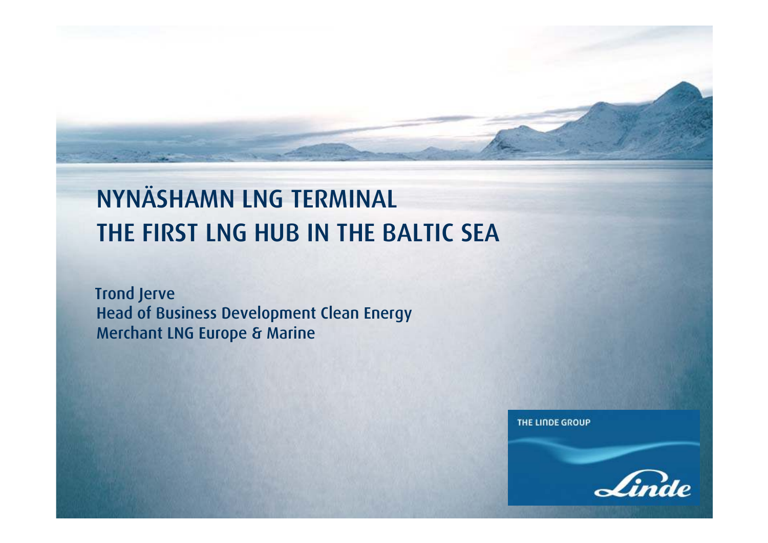# NYNÄSHAMN LNG TERMINAL
# THE FIRST LNG HUB IN THE BALTIC SEA

Trond Jerve
Head of Business Development Clean Energy
Merchant LNG Europe & Marine

THE LINDE GROUP

Linde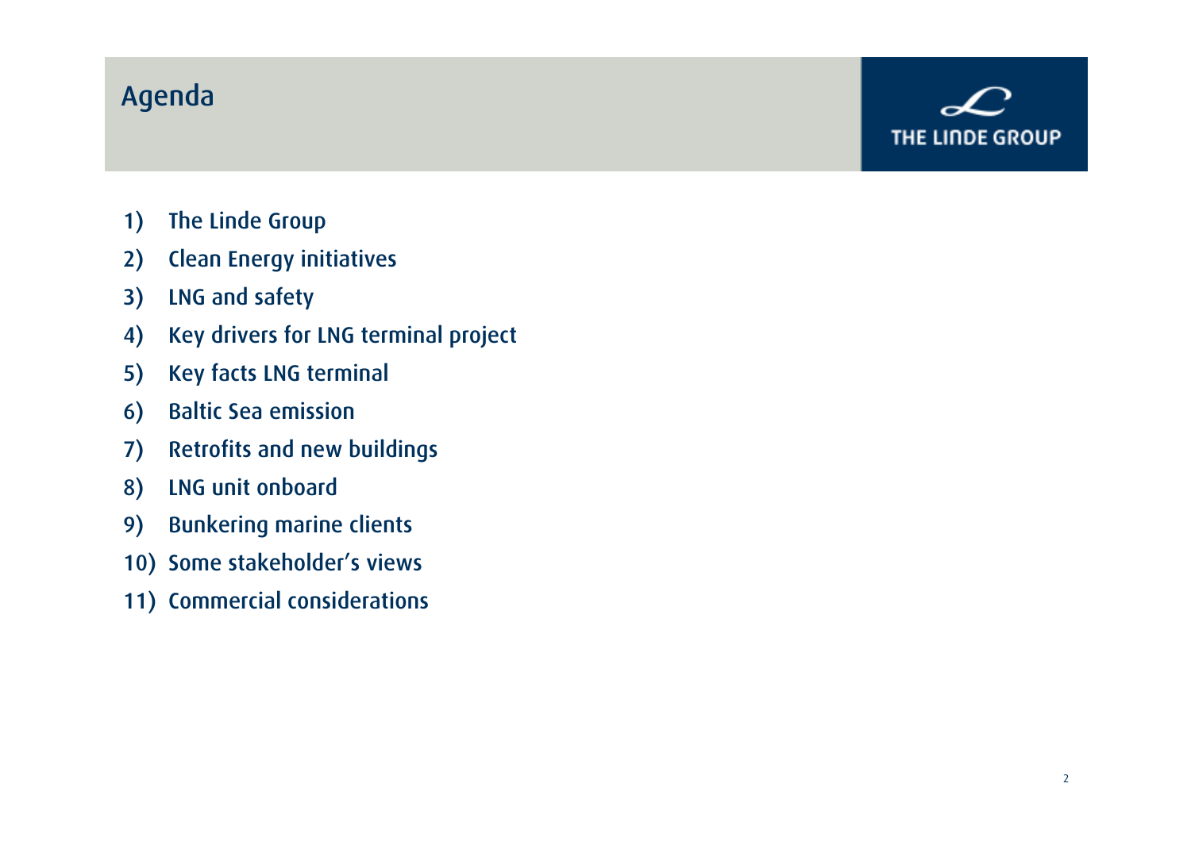# Agenda

THE LINDE GROUP

1) The Linde Group
2) Clean Energy initiatives
3) LNG and safety
4) Key drivers for LNG terminal project
5) Key facts LNG terminal
6) Baltic Sea emission
7) Retrofits and new buildings
8) LNG unit onboard
9) Bunkering marine clients
10) Some stakeholder's views
11) Commercial considerations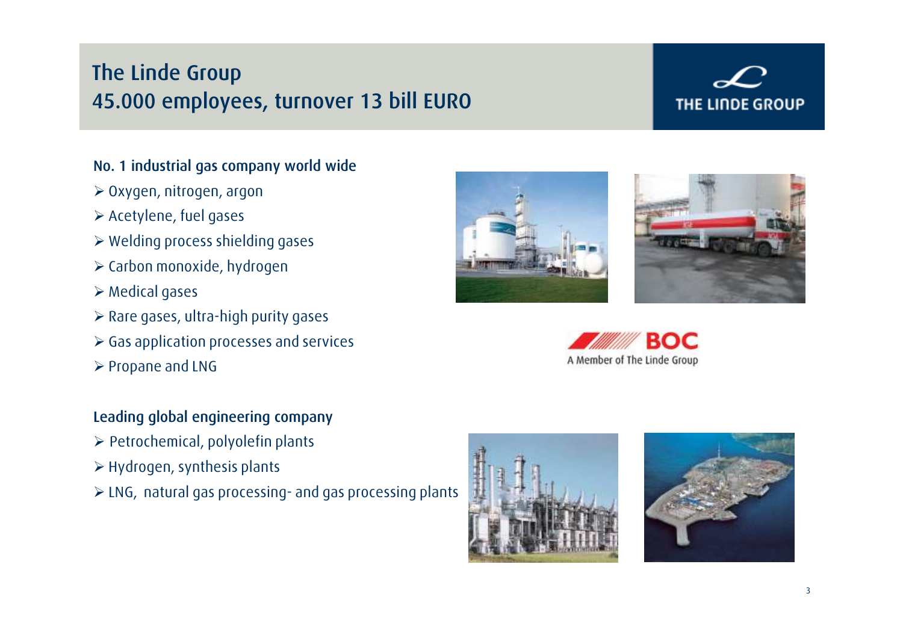# The Linde Group
## 45.000 employees, turnover 13 bill EURO

THE LINDE GROUP

### No. 1 industrial gas company world wide

- Oxygen, nitrogen, argon
- Acetylene, fuel gases
- Welding process shielding gases
- Carbon monoxide, hydrogen
- Medical gases
- Rare gases, ultra-high purity gases
- Gas application processes and services
- Propane and LNG

BOC
A Member of The Linde Group

### Leading global engineering company

- Petrochemical, polyolefin plants
- Hydrogen, synthesis plants
- LNG, natural gas processing- and gas processing plants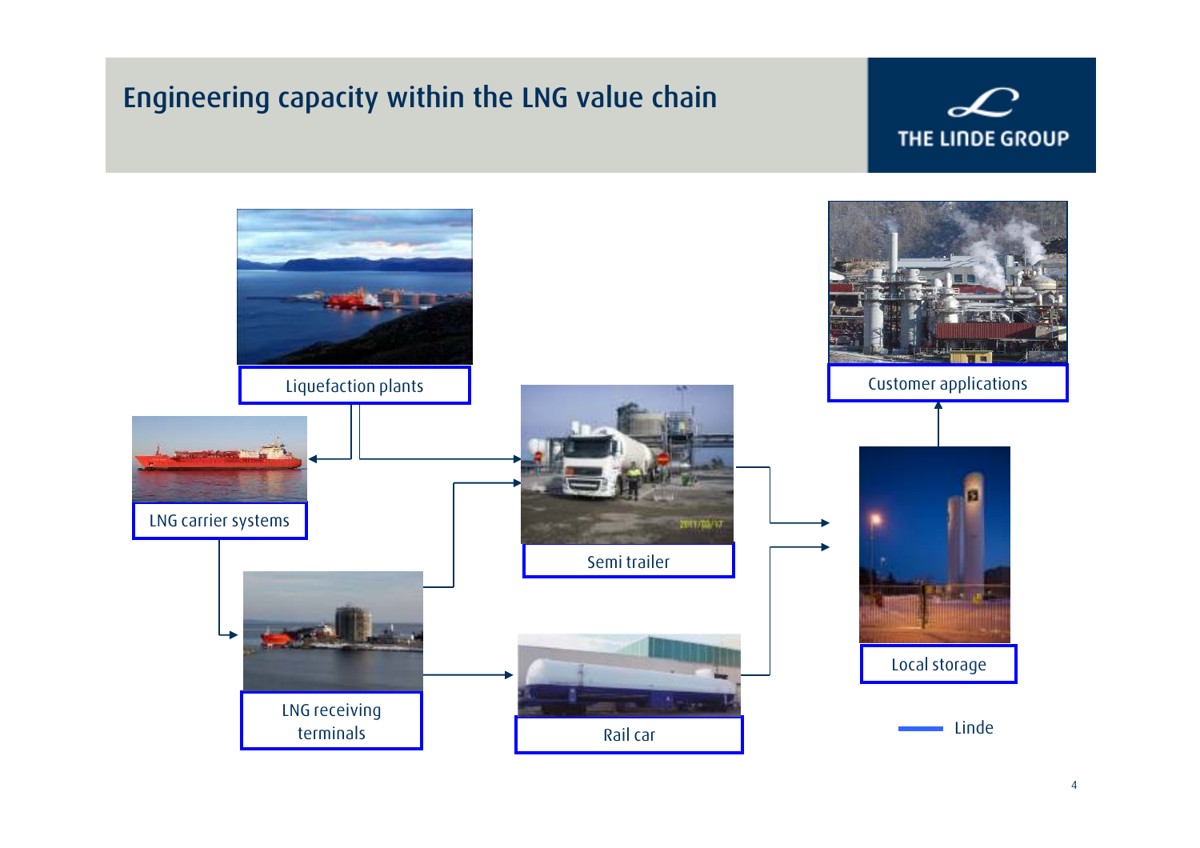# Engineering capacity within the LNG value chain

Liquefaction plants

LNG carrier systems

LNG receiving terminals

Semi trailer

Rail car

Local storage

Customer applications

Linde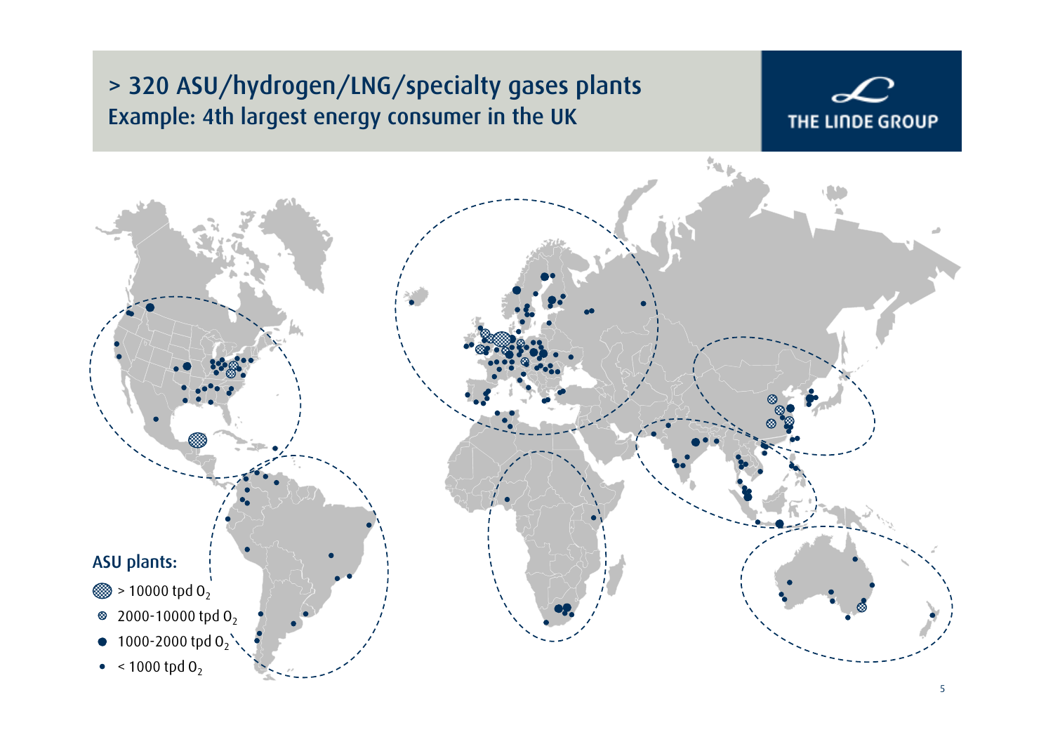# > 320 ASU/hydrogen/LNG/specialty gases plants

## Example: 4th largest energy consumer in the UK

THE LINDE GROUP

**ASU plants:**

- > 10000 tpd $O_2$
- 2000-10000 tpd $O_2$
- 1000-2000 tpd $O_2$
- < 1000 tpd $O_2$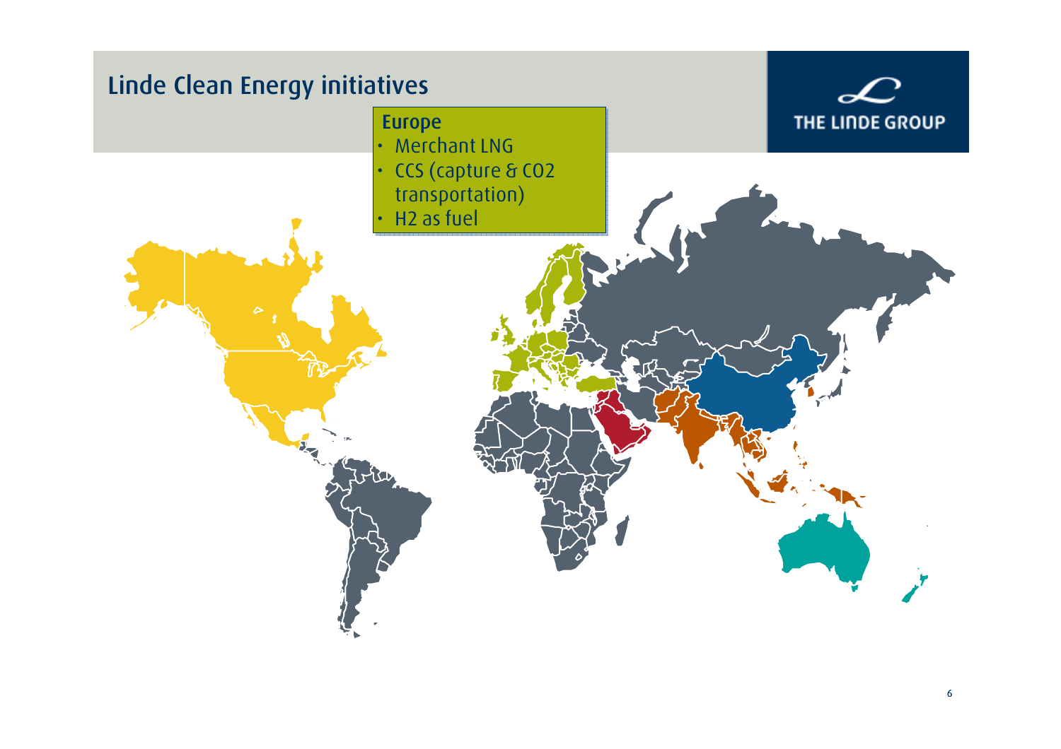# Linde Clean Energy initiatives

THE LINDE GROUP

**Europe**

- Merchant LNG
- CCS (capture & CO2 transportation)
- H2 as fuel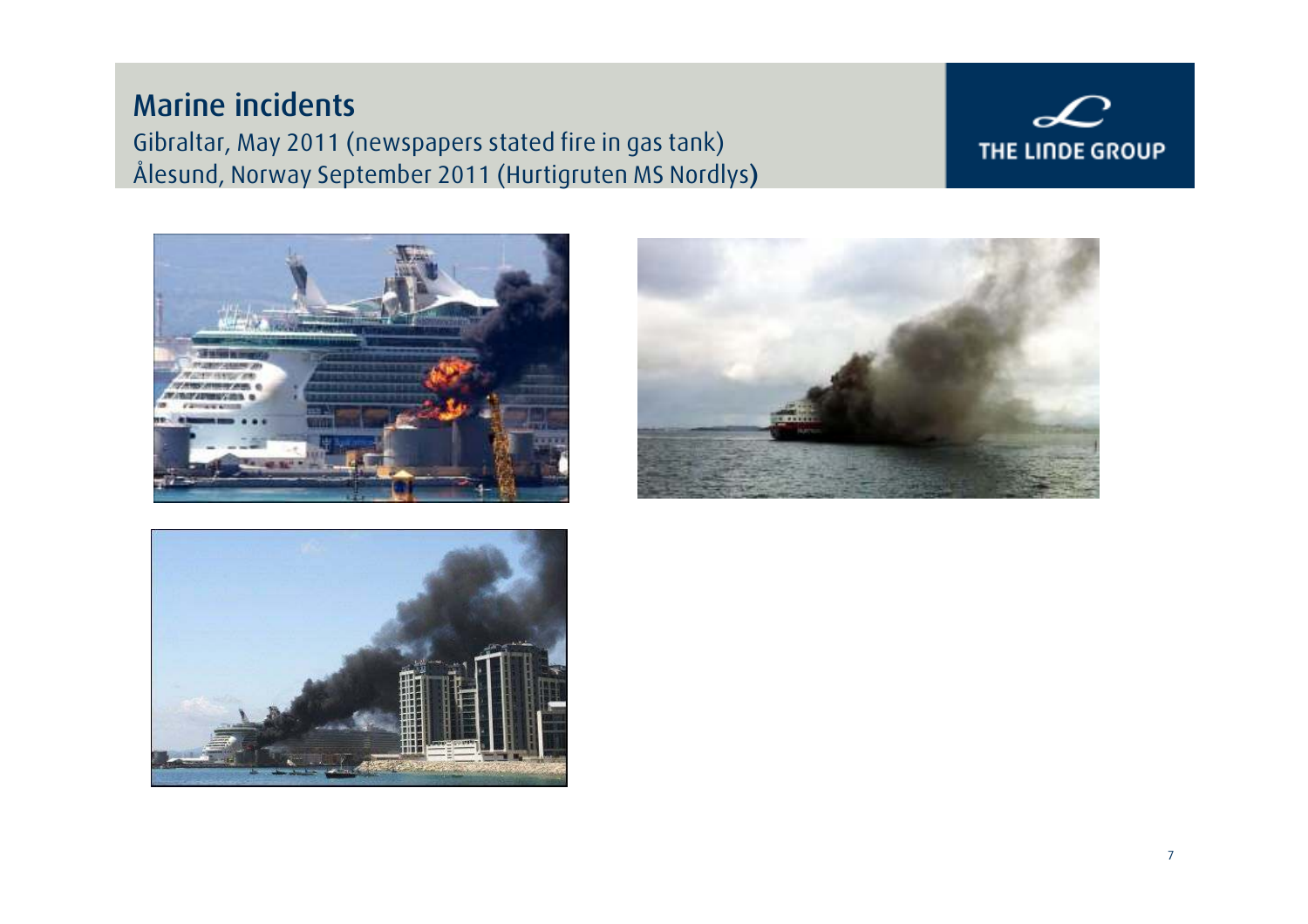# Marine incidents

Gibraltar, May 2011 (newspapers stated fire in gas tank)

Ålesund, Norway September 2011 (Hurtigruten MS Nordlys)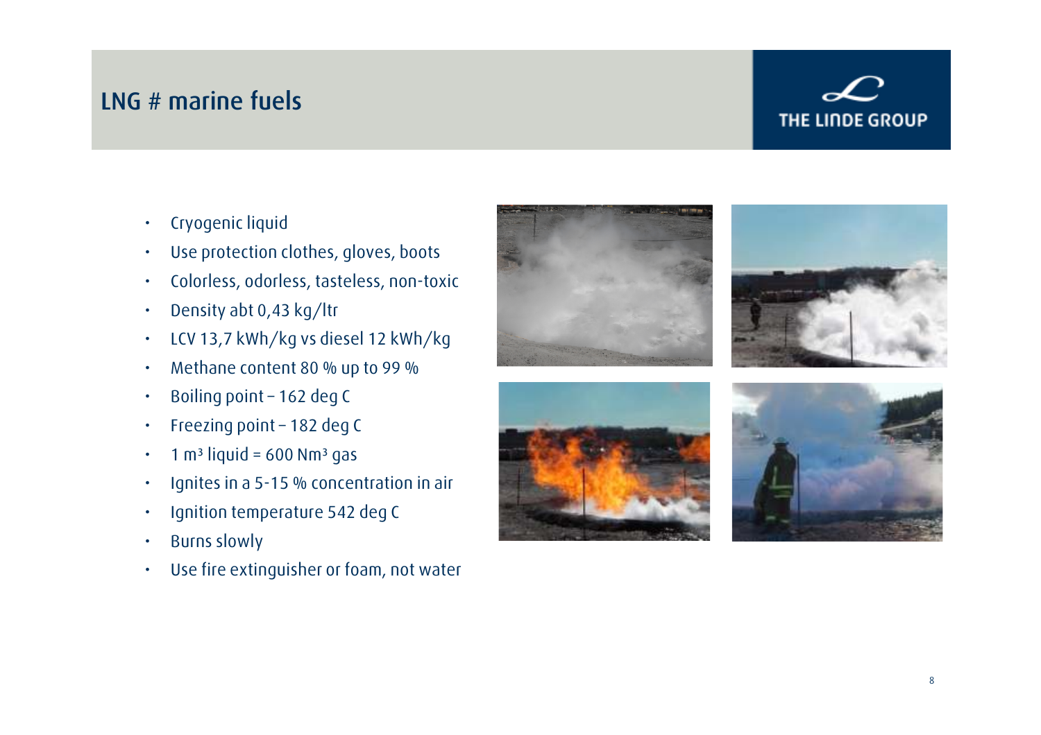# LNG # marine fuels

- Cryogenic liquid
- Use protection clothes, gloves, boots
- Colorless, odorless, tasteless, non-toxic
- Density abt 0,43 kg/ltr
- LCV 13,7 kWh/kg vs diesel 12 kWh/kg
- Methane content 80 % up to 99 %
- Boiling point – 162 deg C
- Freezing point – 182 deg C
- 1 m³ liquid = 600 Nm³ gas
- Ignites in a 5-15 % concentration in air
- Ignition temperature 542 deg C
- Burns slowly
- Use fire extinguisher or foam, not water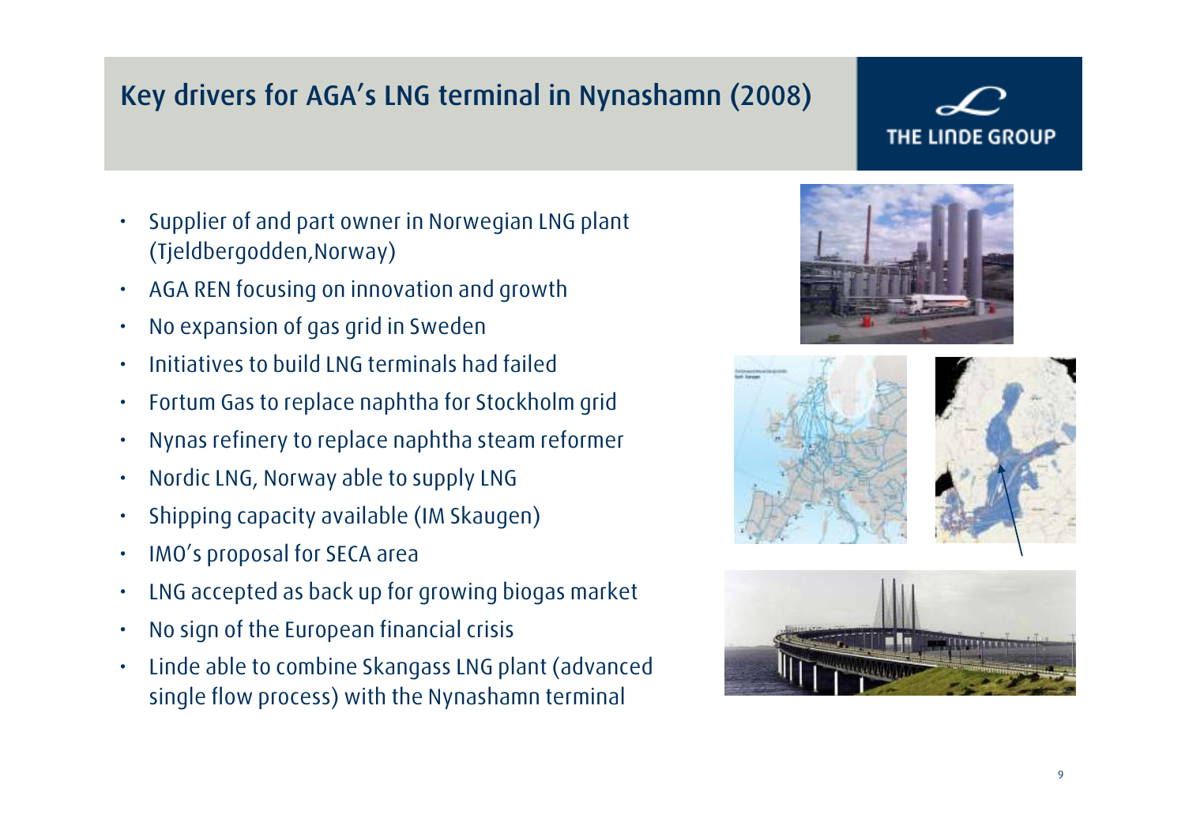# Key drivers for AGA's LNG terminal in Nynashamn (2008)

- Supplier of and part owner in Norwegian LNG plant (Tjeldbergodden,Norway)
- AGA REN focusing on innovation and growth
- No expansion of gas grid in Sweden
- Initiatives to build LNG terminals had failed
- Fortum Gas to replace naphtha for Stockholm grid
- Nynas refinery to replace naphtha steam reformer
- Nordic LNG, Norway able to supply LNG
- Shipping capacity available (IM Skaugen)
- IMO's proposal for SECA area
- LNG accepted as back up for growing biogas market
- No sign of the European financial crisis
- Linde able to combine Skangass LNG plant (advanced single flow process) with the Nynashamn terminal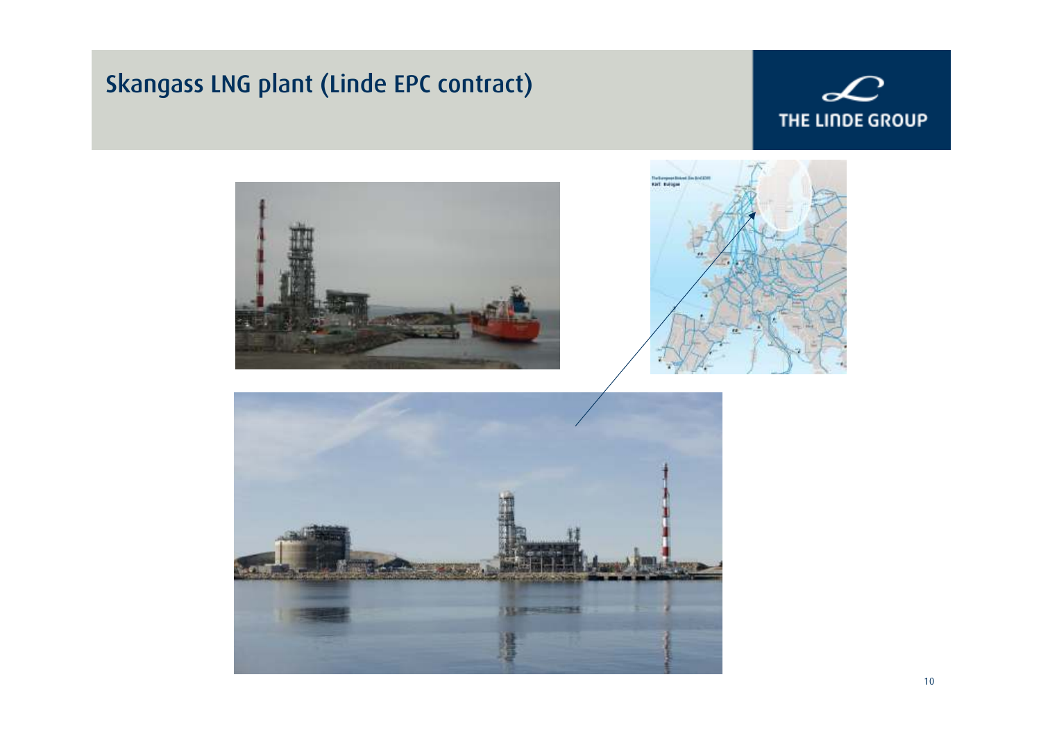# Skangass LNG plant (Linde EPC contract)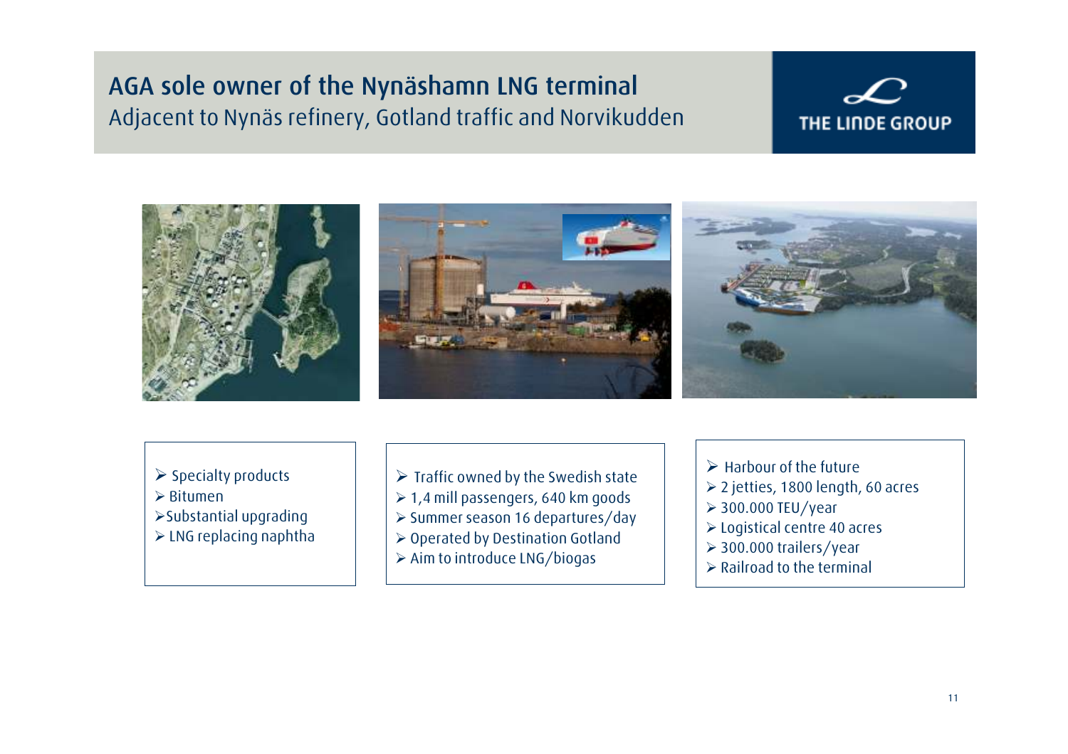# AGA sole owner of the Nynäshamn LNG terminal

Adjacent to Nynäs refinery, Gotland traffic and Norvikudden

- Specialty products
- Bitumen
- Substantial upgrading
- LNG replacing naphtha

- Traffic owned by the Swedish state
- 1,4 mill passengers, 640 km goods
- Summer season 16 departures/day
- Operated by Destination Gotland
- Aim to introduce LNG/biogas

- Harbour of the future
- 2 jetties, 1800 length, 60 acres
- 300.000 TEU/year
- Logistical centre 40 acres
- 300.000 trailers/year
- Railroad to the terminal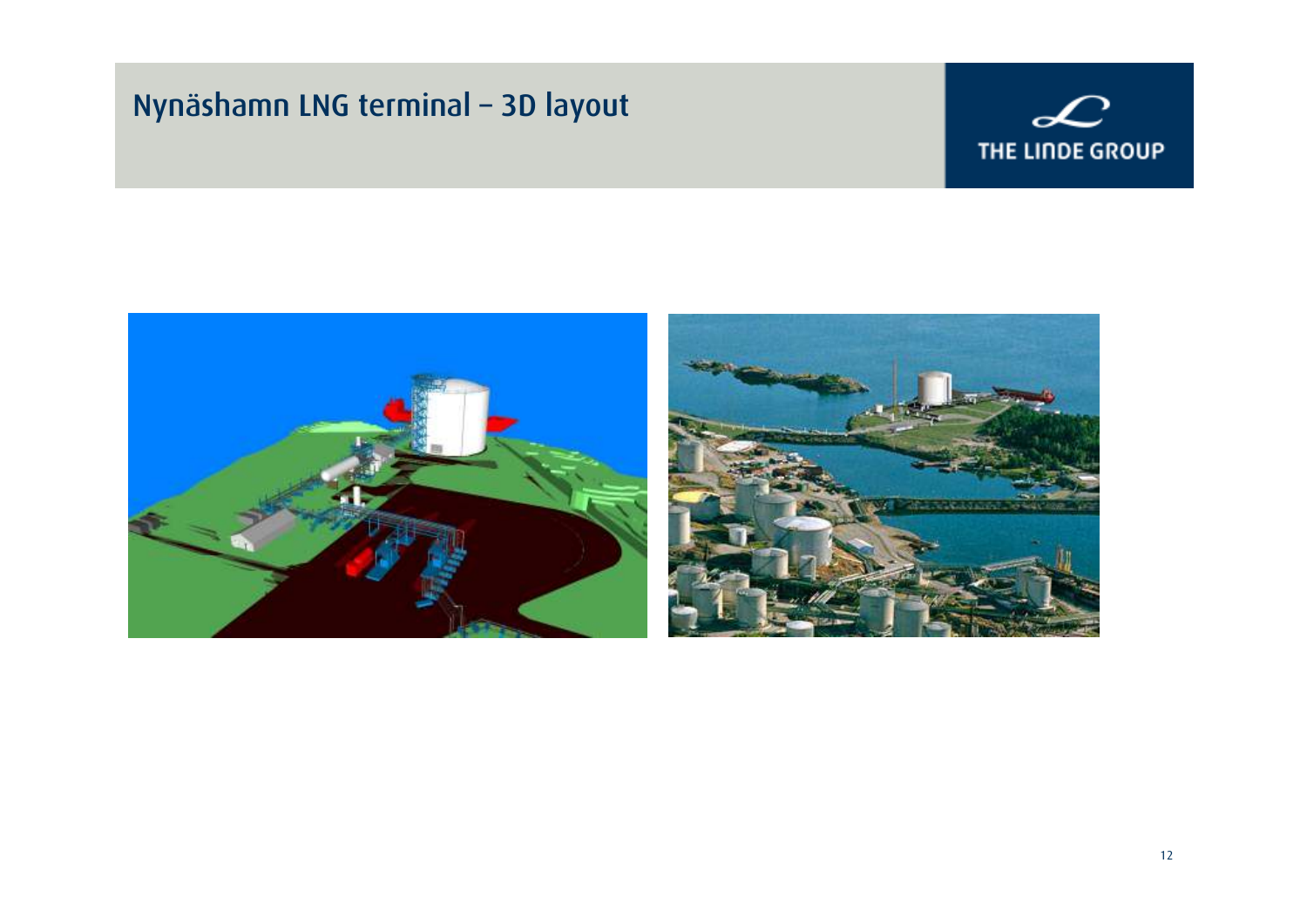# Nynäshamn LNG terminal – 3D layout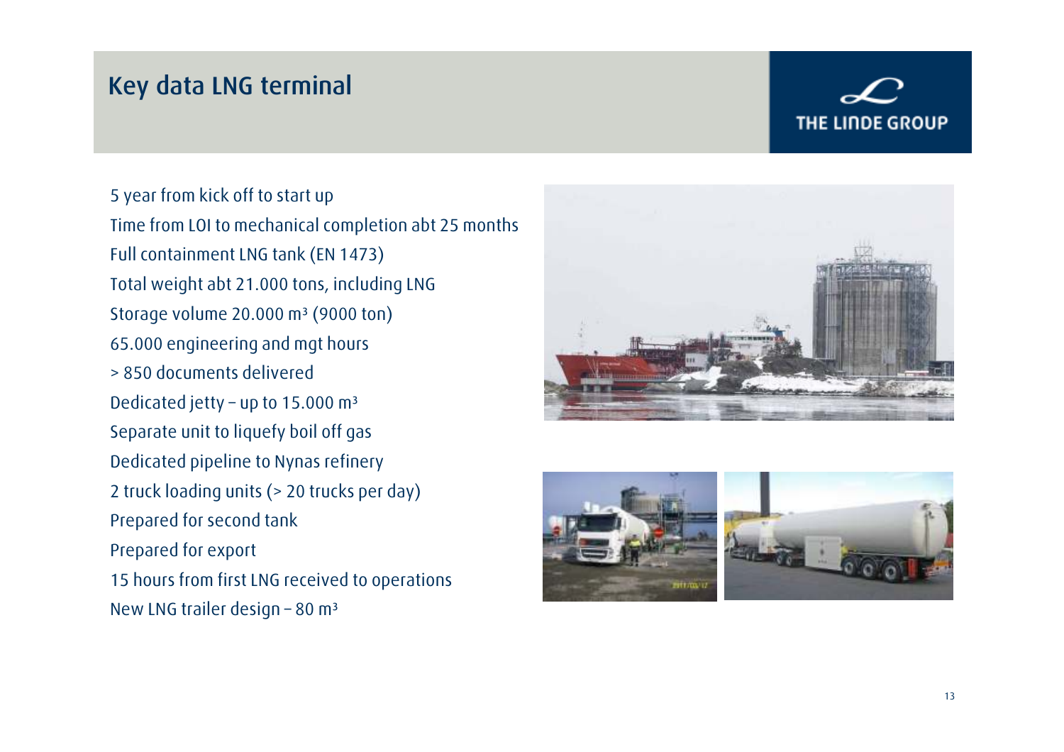# Key data LNG terminal

THE LINDE GROUP

- 5 year from kick off to start up
- Time from LOI to mechanical completion abt 25 months
- Full containment LNG tank (EN 1473)
- Total weight abt 21.000 tons, including LNG
- Storage volume 20.000 m³ (9000 ton)
- 65.000 engineering and mgt hours
- > 850 documents delivered
- Dedicated jetty – up to 15.000 m³
- Separate unit to liquefy boil off gas
- Dedicated pipeline to Nynas refinery
- 2 truck loading units (> 20 trucks per day)
- Prepared for second tank
- Prepared for export
- 15 hours from first LNG received to operations
- New LNG trailer design – 80 m³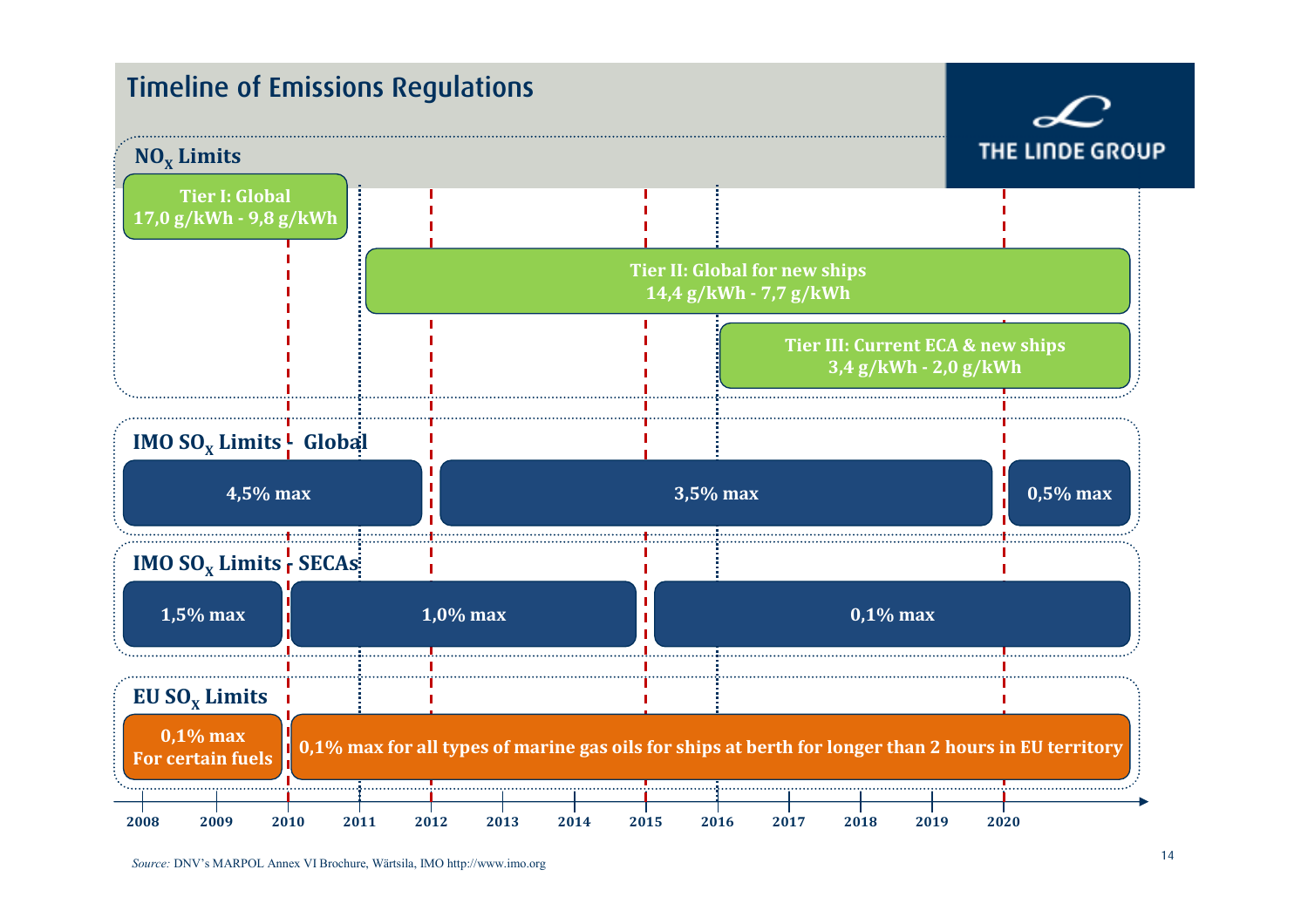# Timeline of Emissions Regulations

THE LINDE GROUP

## $NO_x$ Limits

- **Tier I: Global** 17,0 g/kWh - 9,8 g/kWh
- **Tier II: Global for new ships** 14,4 g/kWh - 7,7 g/kWh
- **Tier III: Current ECA & new ships** 3,4 g/kWh - 2,0 g/kWh

## IMO $SO_x$ Limits - Global

- 4,5% max
- 3,5% max
- 0,5% max

## IMO $SO_x$ Limits - SECAs

- 1,5% max
- 1,0% max
- 0,1% max

## EU $SO_x$ Limits

- 0,1% max For certain fuels
- 0,1% max for all types of marine gas oils for ships at berth for longer than 2 hours in EU territory

2008 | 2009 | 2010 | 2011 | 2012 | 2013 | 2014 | 2015 | 2016 | 2017 | 2018 | 2019 | 2020

*Source:* DNV's MARPOL Annex VI Brochure, Wärtsila, IMO http://www.imo.org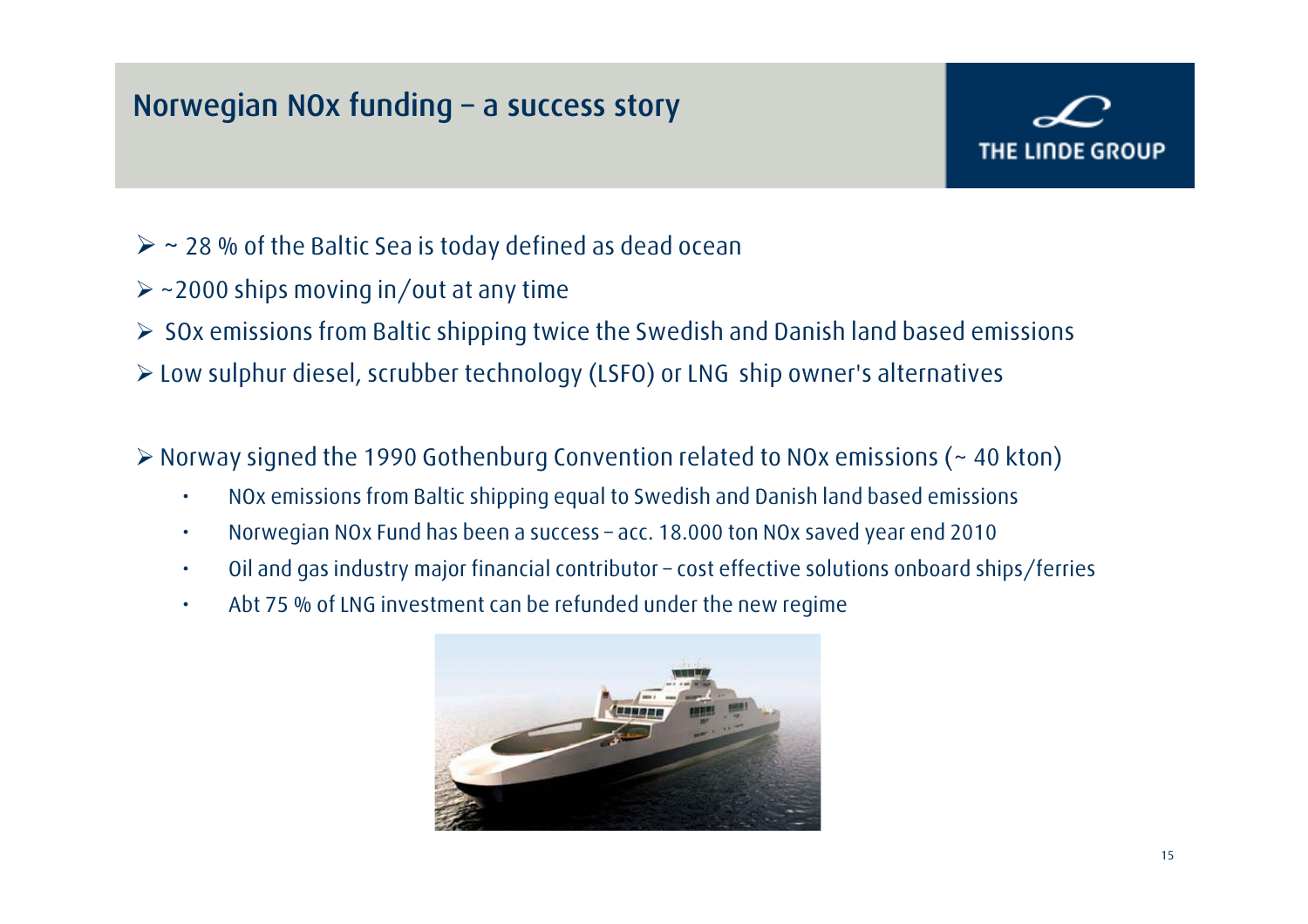## Norwegian NOx funding – a success story

- ~ 28 % of the Baltic Sea is today defined as dead ocean
- ~2000 ships moving in/out at any time
- SOx emissions from Baltic shipping twice the Swedish and Danish land based emissions
- Low sulphur diesel, scrubber technology (LSFO) or LNG ship owner's alternatives

- Norway signed the 1990 Gothenburg Convention related to NOx emissions (~ 40 kton)
  - NOx emissions from Baltic shipping equal to Swedish and Danish land based emissions
  - Norwegian NOx Fund has been a success – acc. 18.000 ton NOx saved year end 2010
  - Oil and gas industry major financial contributor – cost effective solutions onboard ships/ferries
  - Abt 75 % of LNG investment can be refunded under the new regime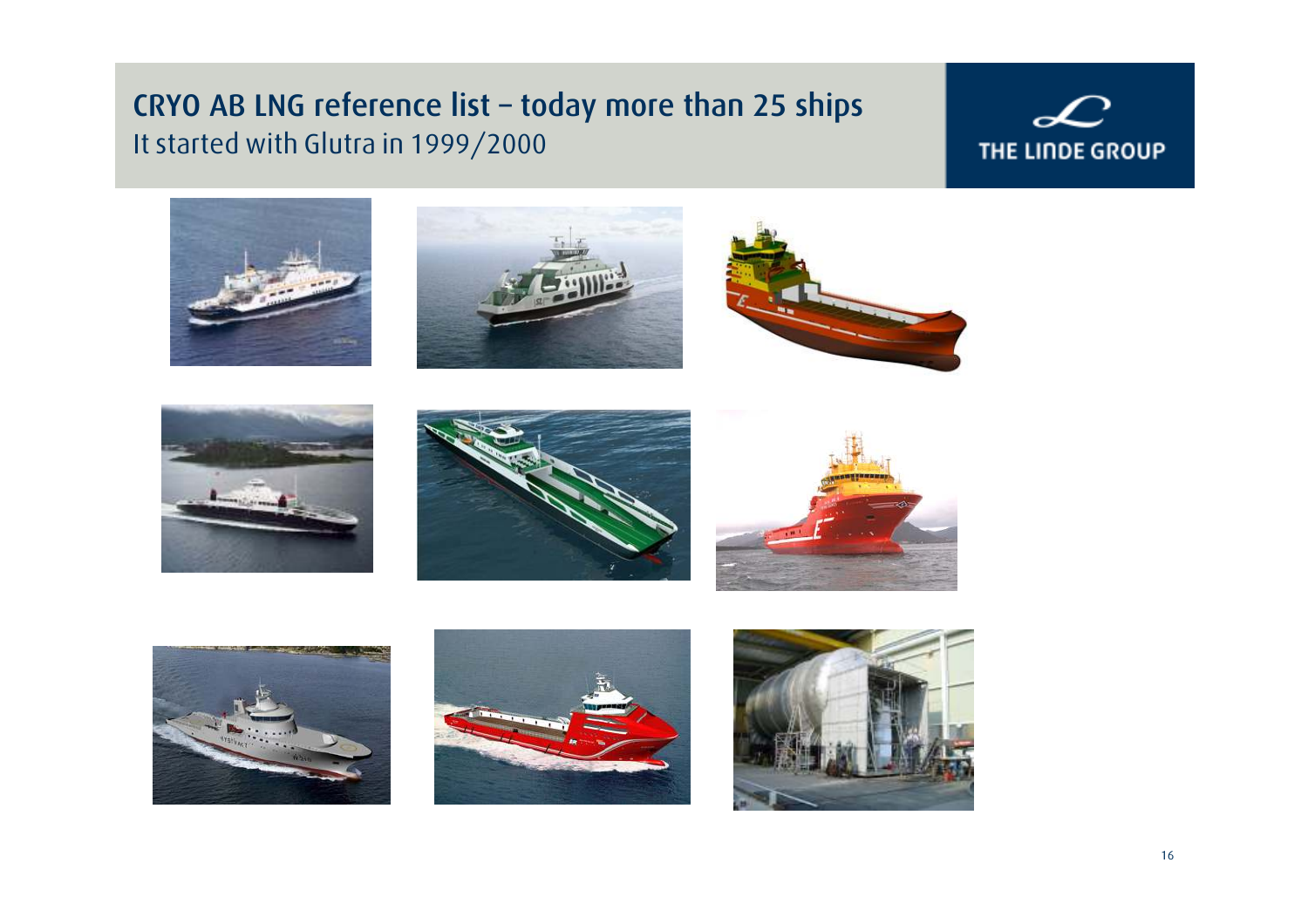# CRYO AB LNG reference list – today more than 25 ships

It started with Glutra in 1999/2000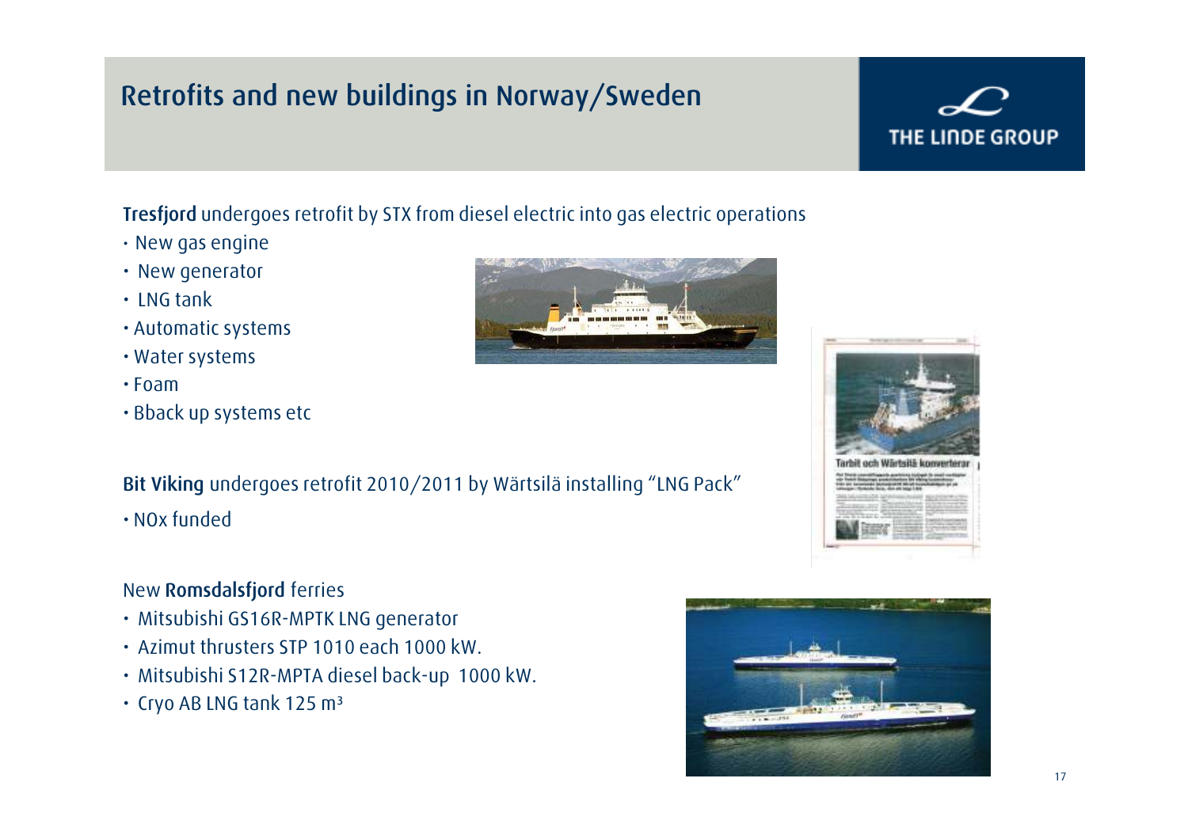# Retrofits and new buildings in Norway/Sweden

**Tresfjord** undergoes retrofit by STX from diesel electric into gas electric operations

- New gas engine
- New generator
- LNG tank
- Automatic systems
- Water systems
- Foam
- Bback up systems etc

**Bit Viking** undergoes retrofit 2010/2011 by Wärtsilä installing "LNG Pack"

- NOx funded

New **Romsdalsfjord** ferries

- Mitsubishi GS16R-MPTK LNG generator
- Azimut thrusters STP 1010 each 1000 kW.
- Mitsubishi S12R-MPTA diesel back-up 1000 kW.
- Cryo AB LNG tank 125 m³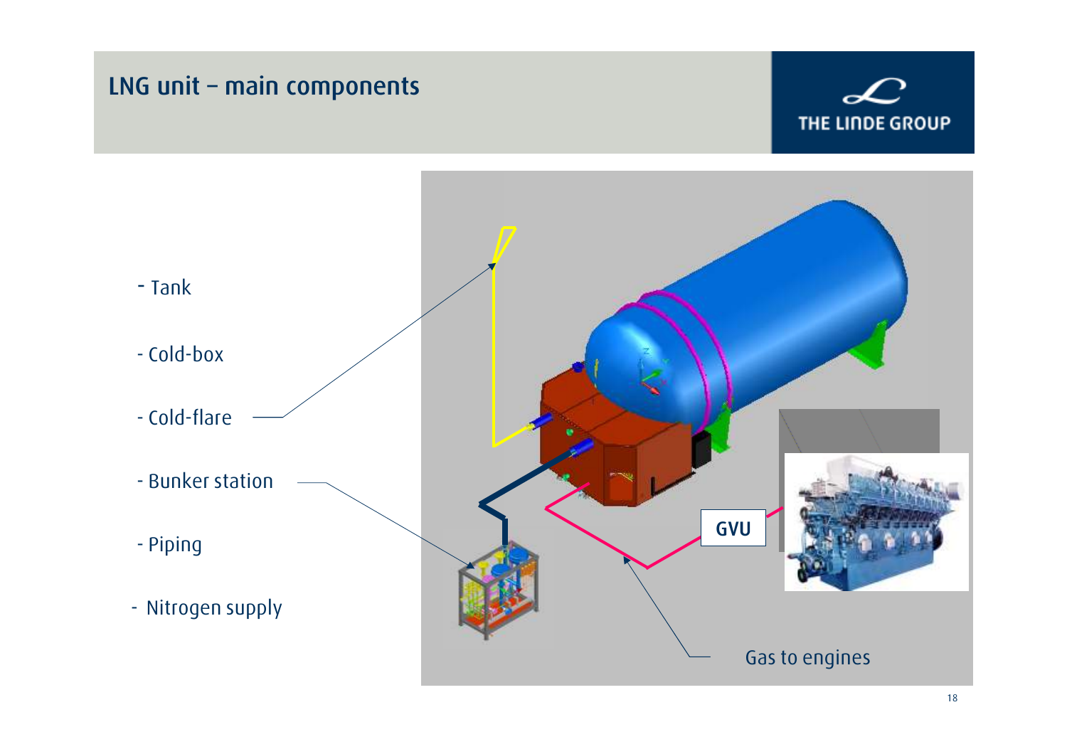# LNG unit – main components

- Tank
- Cold-box
- Cold-flare
- Bunker station
- Piping
- Nitrogen supply

GVU

Gas to engines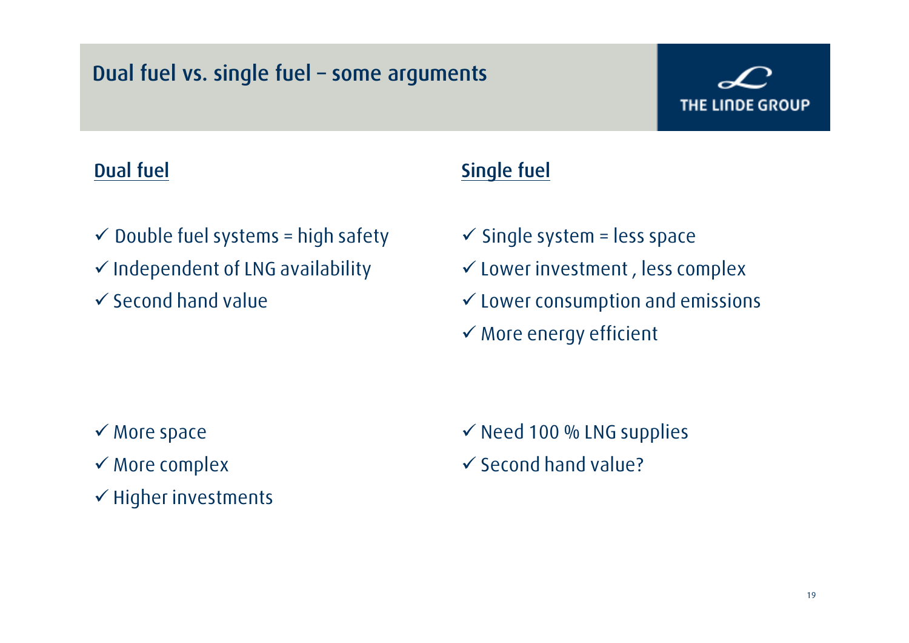# Dual fuel vs. single fuel – some arguments

THE LINDE GROUP

## Dual fuel

- ✓ Double fuel systems = high safety
- ✓ Independent of LNG availability
- ✓ Second hand value

- ✓ More space
- ✓ More complex
- ✓ Higher investments

## Single fuel

- ✓ Single system = less space
- ✓ Lower investment , less complex
- ✓ Lower consumption and emissions
- ✓ More energy efficient

- ✓ Need 100 % LNG supplies
- ✓ Second hand value?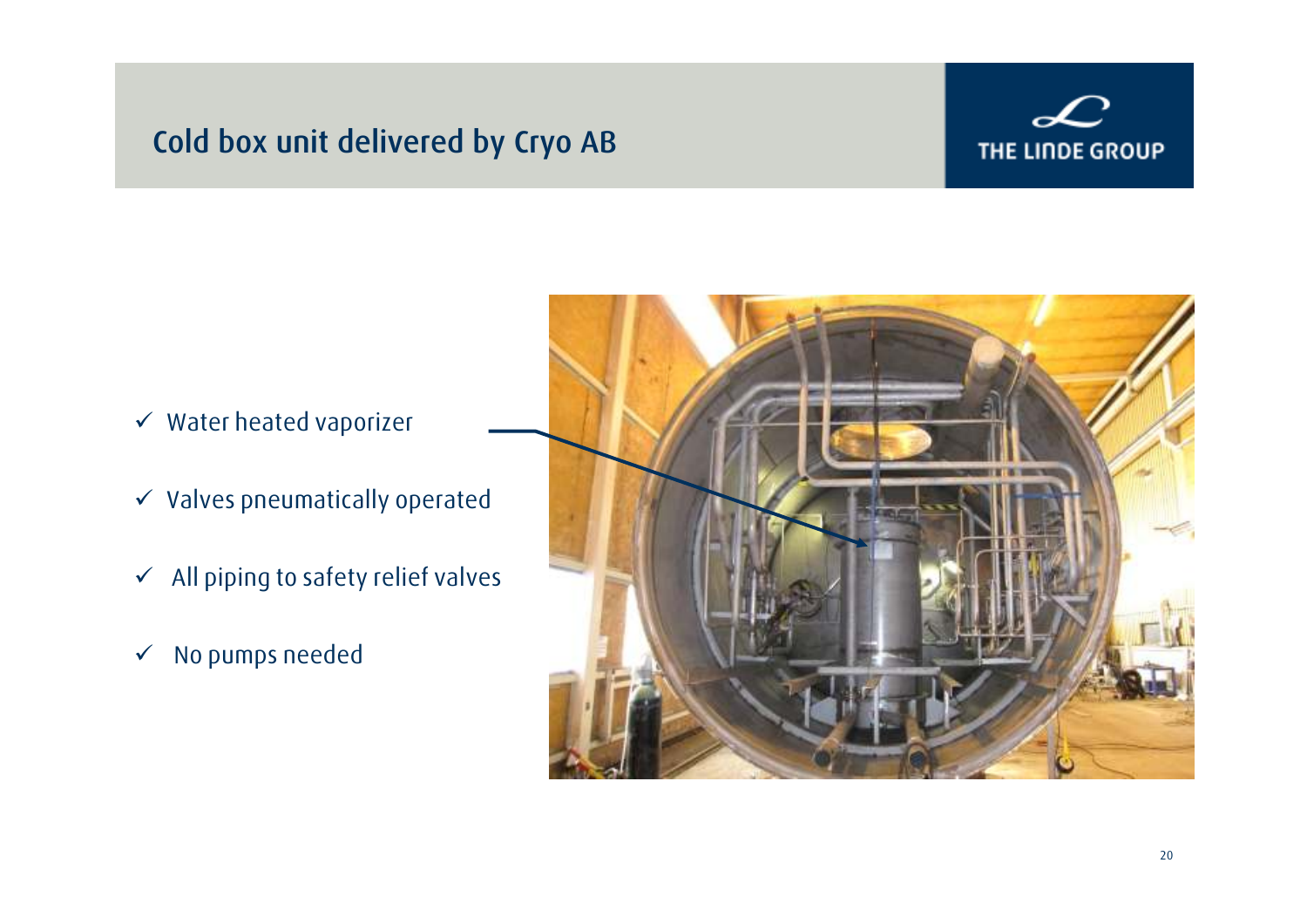# Cold box unit delivered by Cryo AB

- ✓ Water heated vaporizer
- ✓ Valves pneumatically operated
- ✓ All piping to safety relief valves
- ✓ No pumps needed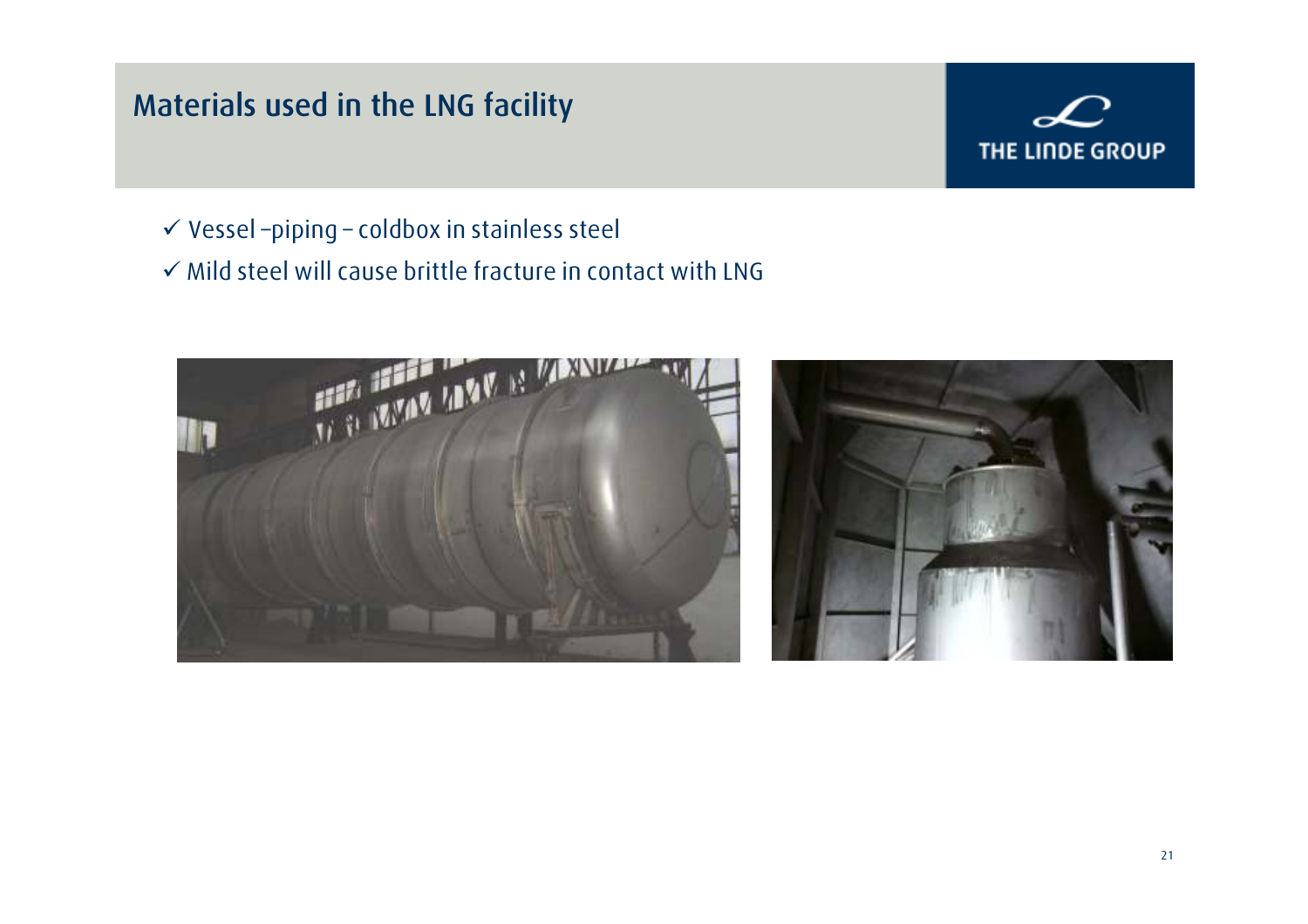# Materials used in the LNG facility

- ✓ Vessel –piping – coldbox in stainless steel
- ✓ Mild steel will cause brittle fracture in contact with LNG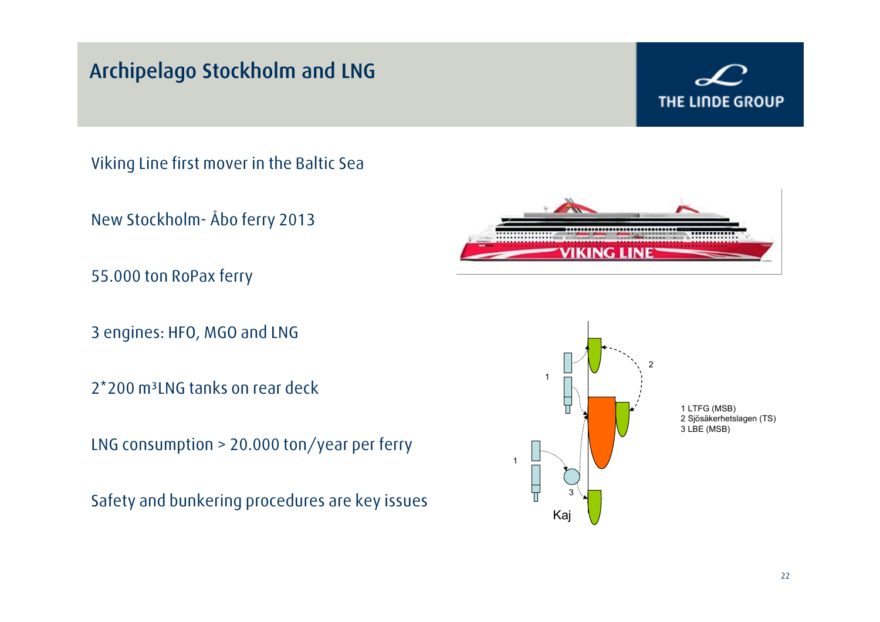# Archipelago Stockholm and LNG

THE LINDE GROUP

Viking Line first mover in the Baltic Sea

New Stockholm- Åbo ferry 2013

55.000 ton RoPax ferry

3 engines: HFO, MGO and LNG

2*200 $m^3$ LNG tanks on rear deck

LNG consumption > 20.000 ton/year per ferry

Safety and bunkering procedures are key issues

1 LTFG (MSB)
2 Sjösäkerhetslagen (TS)
3 LBE (MSB)

Kaj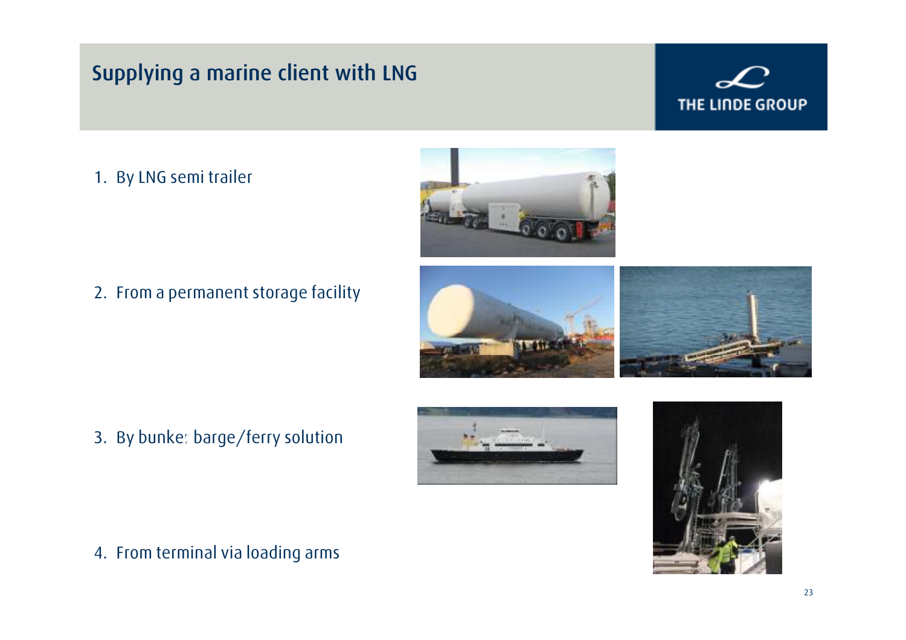# Supplying a marine client with LNG

THE LINDE GROUP

1. By LNG semi trailer
2. From a permanent storage facility
3. By bunker barge/ferry solution
4. From terminal via loading arms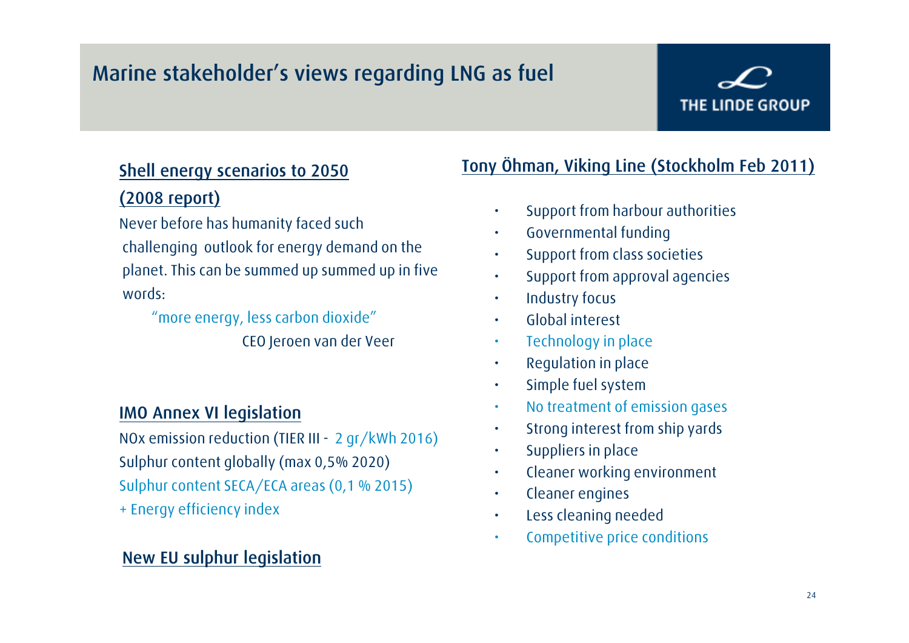# Marine stakeholder's views regarding LNG as fuel

THE LINDE GROUP

## Shell energy scenarios to 2050 (2008 report)

Never before has humanity faced such challenging outlook for energy demand on the planet. This can be summed up summed up in five words:

"more energy, less carbon dioxide"

CEO Jeroen van der Veer

## IMO Annex VI legislation

NOx emission reduction (TIER III - 2 gr/kWh 2016)
Sulphur content globally (max 0,5% 2020)
Sulphur content SECA/ECA areas (0,1 % 2015)
+ Energy efficiency index

## New EU sulphur legislation

## Tony Öhman, Viking Line (Stockholm Feb 2011)

- Support from harbour authorities
- Governmental funding
- Support from class societies
- Support from approval agencies
- Industry focus
- Global interest
- Technology in place
- Regulation in place
- Simple fuel system
- No treatment of emission gases
- Strong interest from ship yards
- Suppliers in place
- Cleaner working environment
- Cleaner engines
- Less cleaning needed
- Competitive price conditions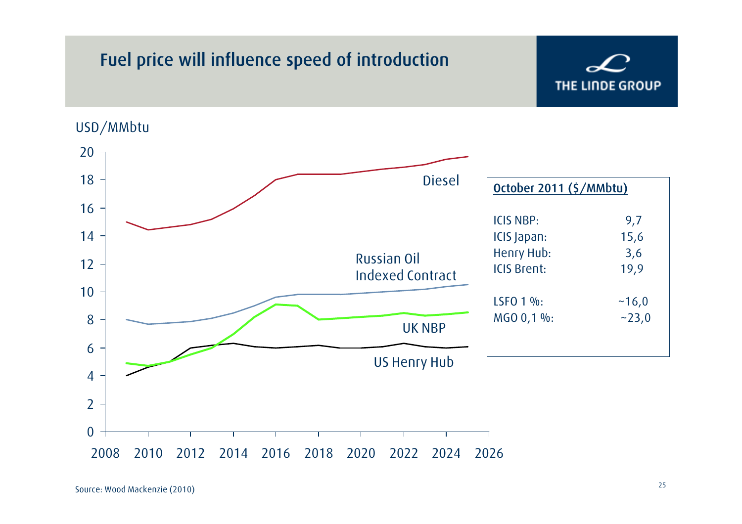# Fuel price will influence speed of introduction

USD/MMbtu

| Series | 2009 | 2010 | 2011 | 2012 | 2013 | 2014 | 2015 | 2016 | 2017 | 2018 | 2019 | 2020 | 2021 | 2022 | 2023 | 2024 | 2025 |
|---|---|---|---|---|---|---|---|---|---|---|---|---|---|---|---|---|---|
| Diesel | ~15 | ~14.4 | ~14.6 | ~14.8 | ~15.2 | ~15.9 | ~16.9 | ~18 | ~18.4 | ~18.4 | ~18.4 | ~18.6 | ~18.8 | ~18.9 | ~19.1 | ~19.5 | ~19.7 |
| Russian Oil Indexed Contract | ~8 | ~7.7 | ~7.8 | ~7.9 | ~8.1 | ~8.5 | ~9 | ~9.6 | ~9.8 | ~9.8 | ~9.8 | ~9.9 | ~10 | ~10.1 | ~10.2 | ~10.4 | ~10.5 |
| UK NBP | ~4.9 | ~4.7 | ~5 | ~5.5 | ~6 | ~7 | ~8.2 | ~9.1 | ~9 | ~8 | ~8.1 | ~8.2 | ~8.3 | ~8.5 | ~8.3 | ~8.4 | ~8.5 |
| US Henry Hub | ~4 | ~4.6 | ~5 | ~6 | ~6.2 | ~6.3 | ~6.1 | ~6 | ~6.1 | ~6.2 | ~6 | ~6 | ~6.1 | ~6.3 | ~6.1 | ~6 | ~6.1 |

**October 2011 ($/MMbtu)**

| | |
|---|---|
| ICIS NBP: | 9,7 |
| ICIS Japan: | 15,6 |
| Henry Hub: | 3,6 |
| ICIS Brent: | 19,9 |
| LSFO 1 %: | ~16,0 |
| MGO 0,1 %: | ~23,0 |

Source: Wood Mackenzie (2010)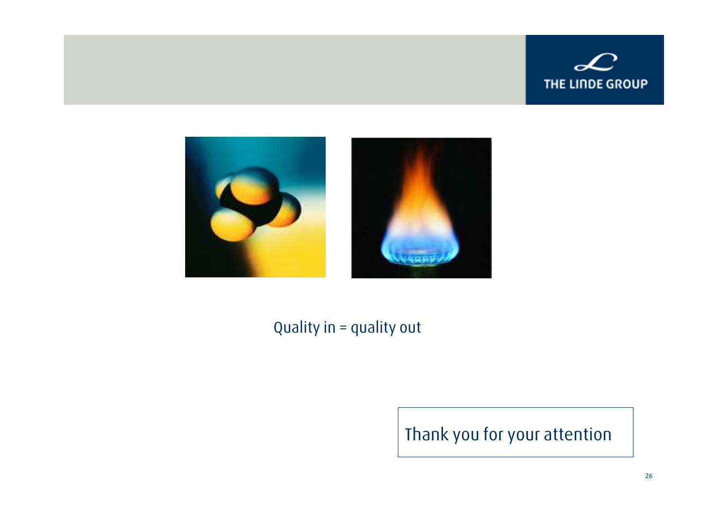THE LINDE GROUP

Quality in = quality out

Thank you for your attention